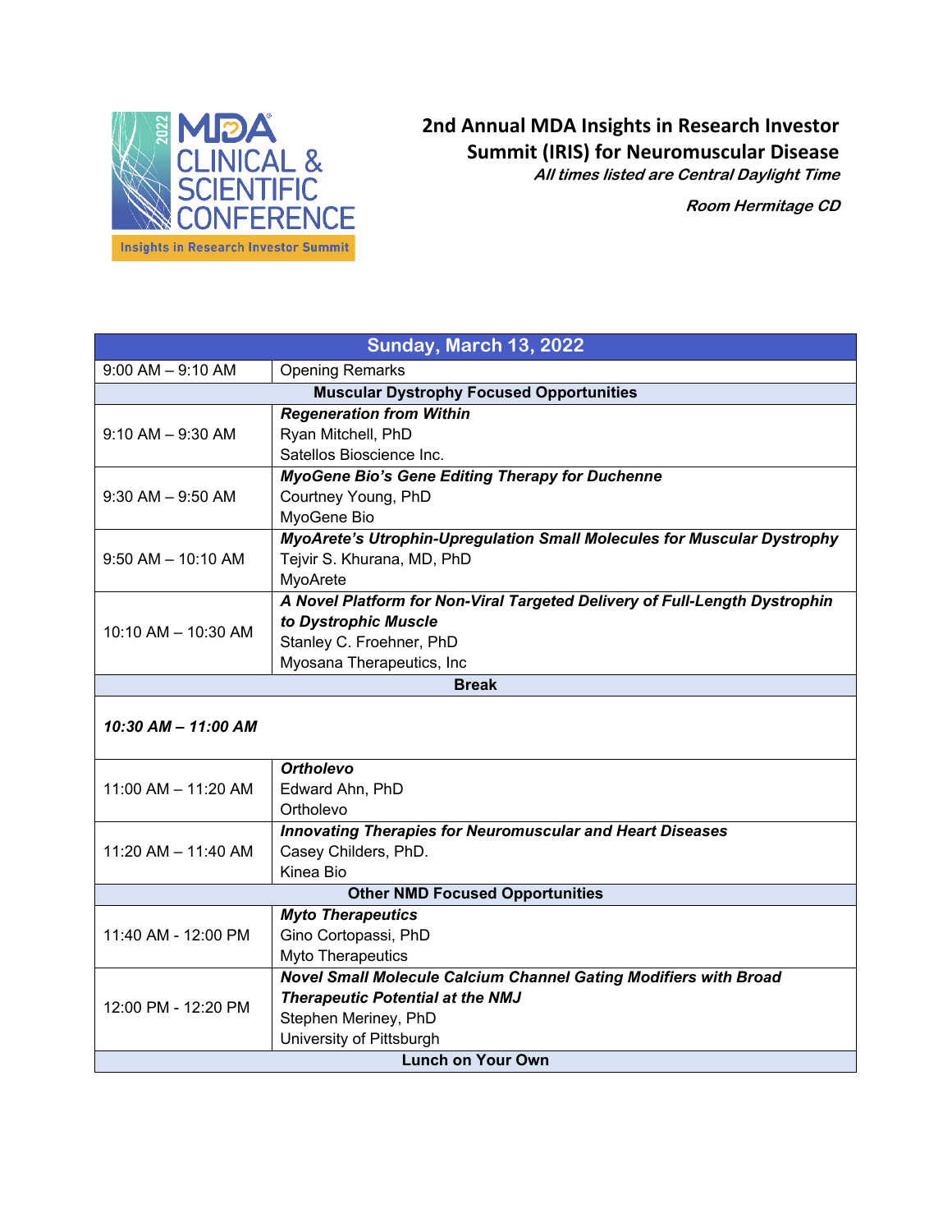2022 MDA CLINICAL & SCIENTIFIC CONFERENCE

Insights in Research Investor Summit

# 2nd Annual MDA Insights in Research Investor Summit (IRIS) for Neuromuscular Disease

***All times listed are Central Daylight Time***

***Room Hermitage CD***

| Sunday, March 13, 2022 | |
|---|---|
| 9:00 AM – 9:10 AM | Opening Remarks |
| **Muscular Dystrophy Focused Opportunities** | |
| 9:10 AM – 9:30 AM | ***Regeneration from Within***<br>Ryan Mitchell, PhD<br>Satellos Bioscience Inc. |
| 9:30 AM – 9:50 AM | ***MyoGene Bio's Gene Editing Therapy for Duchenne***<br>Courtney Young, PhD<br>MyoGene Bio |
| 9:50 AM – 10:10 AM | ***MyoArete's Utrophin-Upregulation Small Molecules for Muscular Dystrophy***<br>Tejvir S. Khurana, MD, PhD<br>MyoArete |
| 10:10 AM – 10:30 AM | ***A Novel Platform for Non-Viral Targeted Delivery of Full-Length Dystrophin to Dystrophic Muscle***<br>Stanley C. Froehner, PhD<br>Myosana Therapeutics, Inc |
| **Break** | |
| ***10:30 AM – 11:00 AM*** | |
| 11:00 AM – 11:20 AM | ***Ortholevo***<br>Edward Ahn, PhD<br>Ortholevo |
| 11:20 AM – 11:40 AM | ***Innovating Therapies for Neuromuscular and Heart Diseases***<br>Casey Childers, PhD.<br>Kinea Bio |
| **Other NMD Focused Opportunities** | |
| 11:40 AM - 12:00 PM | ***Myto Therapeutics***<br>Gino Cortopassi, PhD<br>Myto Therapeutics |
| 12:00 PM - 12:20 PM | ***Novel Small Molecule Calcium Channel Gating Modifiers with Broad Therapeutic Potential at the NMJ***<br>Stephen Meriney, PhD<br>University of Pittsburgh |
| **Lunch on Your Own** | |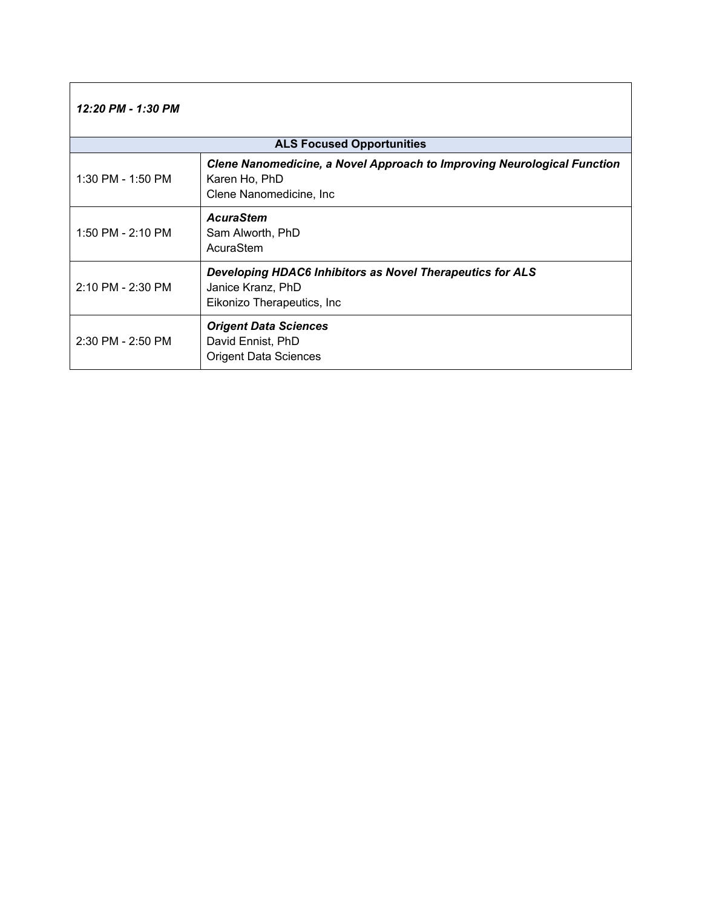| | |
|---|---|
| ***12:20 PM - 1:30 PM*** | |
| **ALS Focused Opportunities** | |
| 1:30 PM - 1:50 PM | ***Clene Nanomedicine, a Novel Approach to Improving Neurological Function***<br>Karen Ho, PhD<br>Clene Nanomedicine, Inc |
| 1:50 PM - 2:10 PM | ***AcuraStem***<br>Sam Alworth, PhD<br>AcuraStem |
| 2:10 PM - 2:30 PM | ***Developing HDAC6 Inhibitors as Novel Therapeutics for ALS***<br>Janice Kranz, PhD<br>Eikonizo Therapeutics, Inc |
| 2:30 PM - 2:50 PM | ***Origent Data Sciences***<br>David Ennist, PhD<br>Origent Data Sciences |